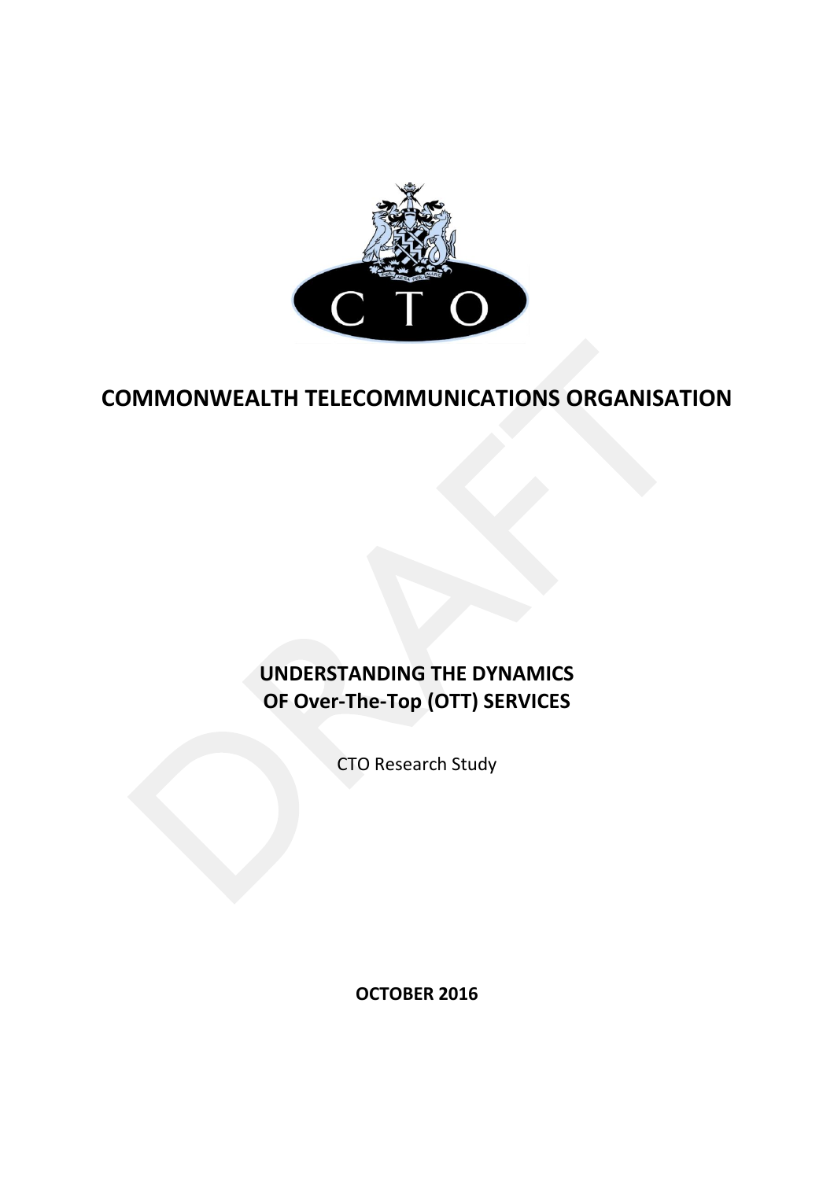# COMMONWEALTH TELECOMMUNICATIONS ORGANISATION

## UNDERSTANDING THE DYNAMICS OF Over-The-Top (OTT) SERVICES

CTO Research Study

**OCTOBER 2016**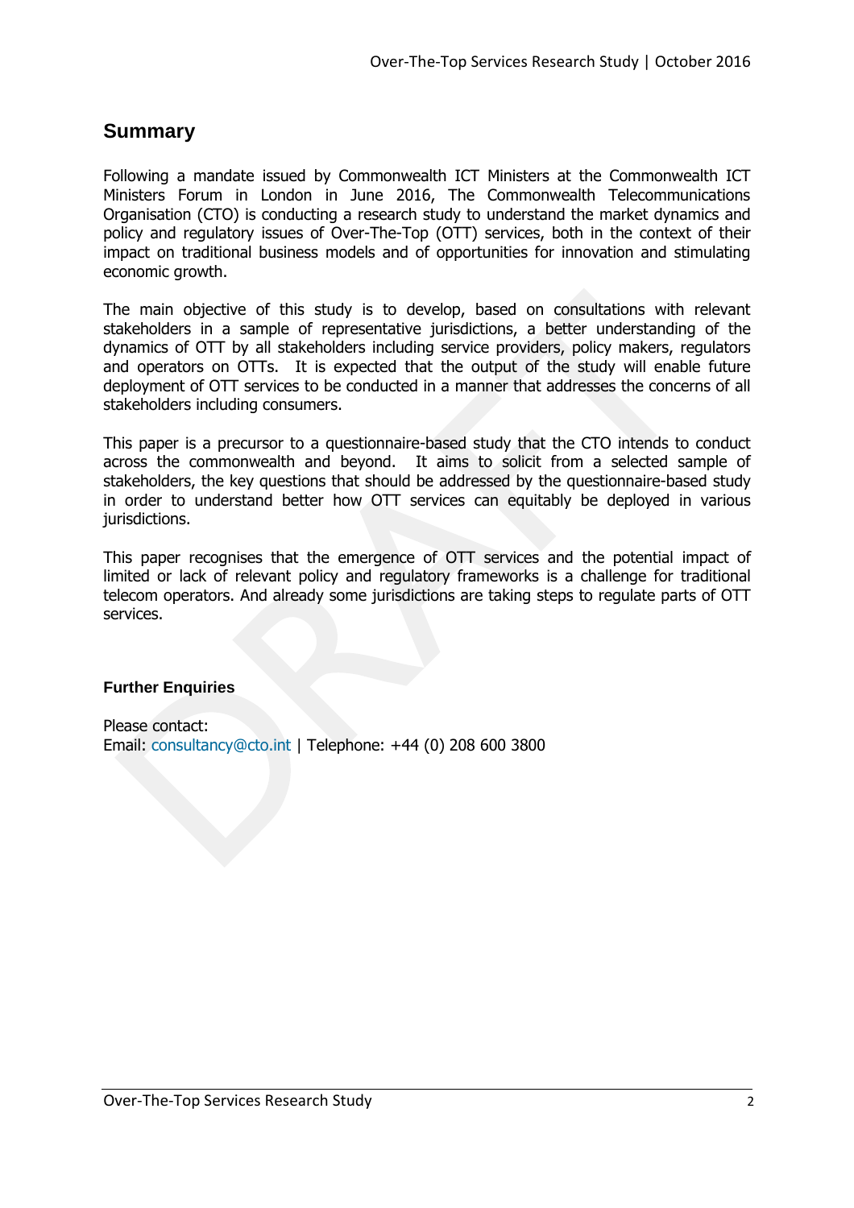## Summary

Following a mandate issued by Commonwealth ICT Ministers at the Commonwealth ICT Ministers Forum in London in June 2016, The Commonwealth Telecommunications Organisation (CTO) is conducting a research study to understand the market dynamics and policy and regulatory issues of Over-The-Top (OTT) services, both in the context of their impact on traditional business models and of opportunities for innovation and stimulating economic growth.

The main objective of this study is to develop, based on consultations with relevant stakeholders in a sample of representative jurisdictions, a better understanding of the dynamics of OTT by all stakeholders including service providers, policy makers, regulators and operators on OTTs. It is expected that the output of the study will enable future deployment of OTT services to be conducted in a manner that addresses the concerns of all stakeholders including consumers.

This paper is a precursor to a questionnaire-based study that the CTO intends to conduct across the commonwealth and beyond. It aims to solicit from a selected sample of stakeholders, the key questions that should be addressed by the questionnaire-based study in order to understand better how OTT services can equitably be deployed in various jurisdictions.

This paper recognises that the emergence of OTT services and the potential impact of limited or lack of relevant policy and regulatory frameworks is a challenge for traditional telecom operators. And already some jurisdictions are taking steps to regulate parts of OTT services.

**Further Enquiries**

Please contact:
Email: consultancy@cto.int | Telephone: +44 (0) 208 600 3800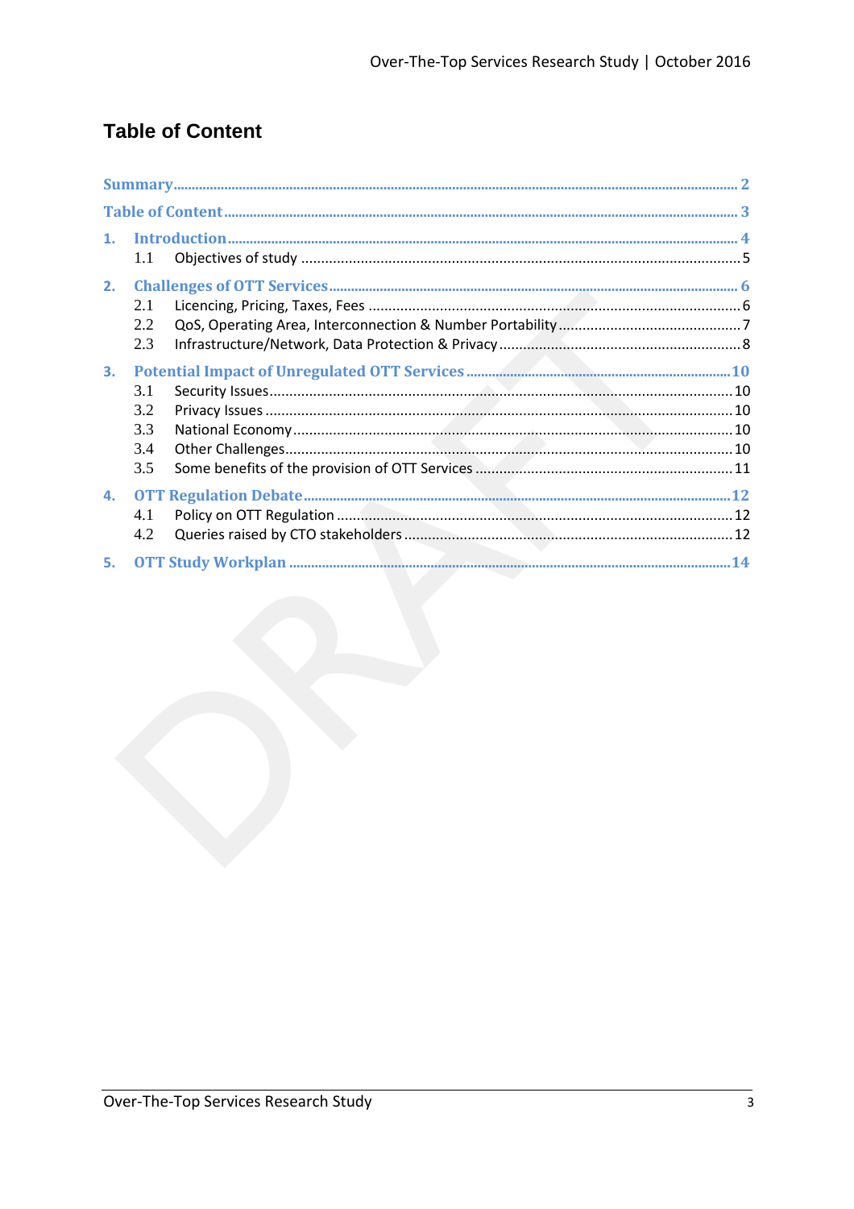# Table of Content

Summary ..................................................................................................................................... 2

Table of Content ......................................................................................................................... 3

1. Introduction ........................................................................................................................... 4
   - 1.1 Objectives of study ........................................................................................................... 5

2. Challenges of OTT Services ................................................................................................. 6
   - 2.1 Licencing, Pricing, Taxes, Fees ......................................................................................... 6
   - 2.2 QoS, Operating Area, Interconnection & Number Portability ............................................ 7
   - 2.3 Infrastructure/Network, Data Protection & Privacy ........................................................... 8

3. Potential Impact of Unregulated OTT Services ................................................................... 10
   - 3.1 Security Issues ................................................................................................................. 10
   - 3.2 Privacy Issues .................................................................................................................. 10
   - 3.3 National Economy ............................................................................................................ 10
   - 3.4 Other Challenges .............................................................................................................. 10
   - 3.5 Some benefits of the provision of OTT Services ............................................................... 11

4. OTT Regulation Debate ....................................................................................................... 12
   - 4.1 Policy on OTT Regulation ................................................................................................ 12
   - 4.2 Queries raised by CTO stakeholders ............................................................................... 12

5. OTT Study Workplan ........................................................................................................... 14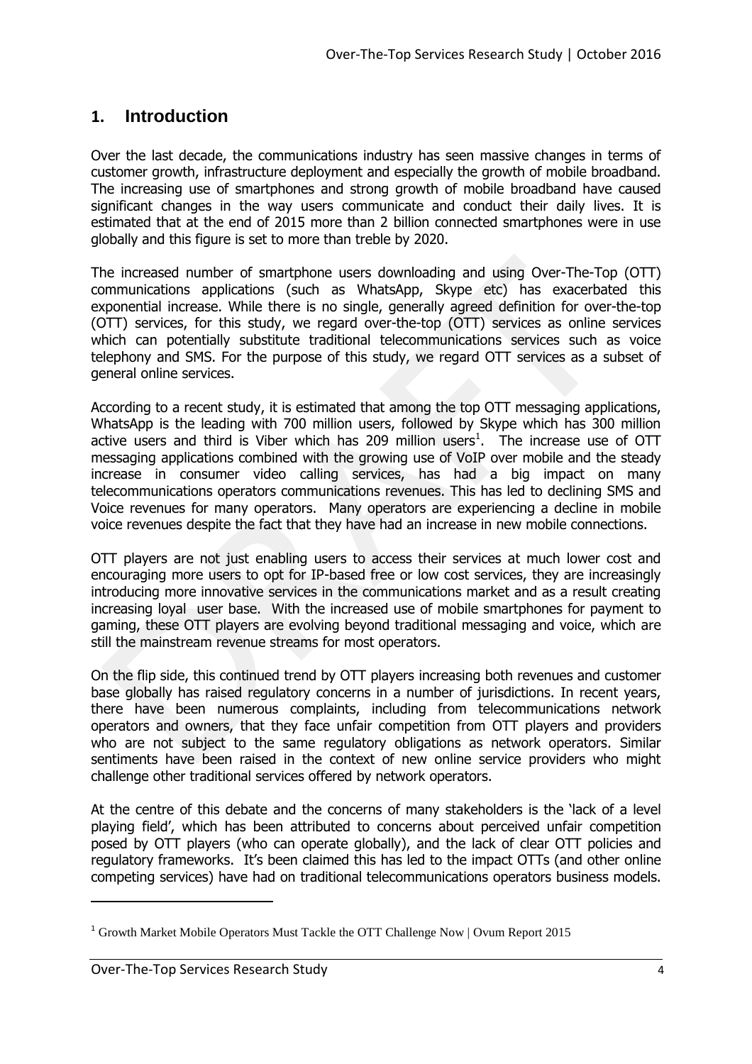## 1. Introduction

Over the last decade, the communications industry has seen massive changes in terms of customer growth, infrastructure deployment and especially the growth of mobile broadband. The increasing use of smartphones and strong growth of mobile broadband have caused significant changes in the way users communicate and conduct their daily lives. It is estimated that at the end of 2015 more than 2 billion connected smartphones were in use globally and this figure is set to more than treble by 2020.

The increased number of smartphone users downloading and using Over-The-Top (OTT) communications applications (such as WhatsApp, Skype etc) has exacerbated this exponential increase. While there is no single, generally agreed definition for over-the-top (OTT) services, for this study, we regard over-the-top (OTT) services as online services which can potentially substitute traditional telecommunications services such as voice telephony and SMS. For the purpose of this study, we regard OTT services as a subset of general online services.

According to a recent study, it is estimated that among the top OTT messaging applications, WhatsApp is the leading with 700 million users, followed by Skype which has 300 million active users and third is Viber which has 209 million users[1]. The increase use of OTT messaging applications combined with the growing use of VoIP over mobile and the steady increase in consumer video calling services, has had a big impact on many telecommunications operators communications revenues. This has led to declining SMS and Voice revenues for many operators. Many operators are experiencing a decline in mobile voice revenues despite the fact that they have had an increase in new mobile connections.

OTT players are not just enabling users to access their services at much lower cost and encouraging more users to opt for IP-based free or low cost services, they are increasingly introducing more innovative services in the communications market and as a result creating increasing loyal user base. With the increased use of mobile smartphones for payment to gaming, these OTT players are evolving beyond traditional messaging and voice, which are still the mainstream revenue streams for most operators.

On the flip side, this continued trend by OTT players increasing both revenues and customer base globally has raised regulatory concerns in a number of jurisdictions. In recent years, there have been numerous complaints, including from telecommunications network operators and owners, that they face unfair competition from OTT players and providers who are not subject to the same regulatory obligations as network operators. Similar sentiments have been raised in the context of new online service providers who might challenge other traditional services offered by network operators.

At the centre of this debate and the concerns of many stakeholders is the 'lack of a level playing field', which has been attributed to concerns about perceived unfair competition posed by OTT players (who can operate globally), and the lack of clear OTT policies and regulatory frameworks. It's been claimed this has led to the impact OTTs (and other online competing services) have had on traditional telecommunications operators business models.

[1] Growth Market Mobile Operators Must Tackle the OTT Challenge Now | Ovum Report 2015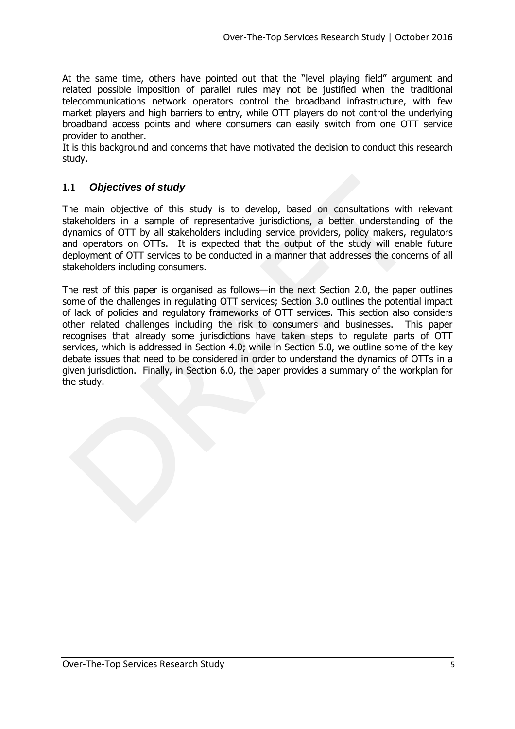At the same time, others have pointed out that the "level playing field" argument and related possible imposition of parallel rules may not be justified when the traditional telecommunications network operators control the broadband infrastructure, with few market players and high barriers to entry, while OTT players do not control the underlying broadband access points and where consumers can easily switch from one OTT service provider to another.
It is this background and concerns that have motivated the decision to conduct this research study.

## 1.1 *Objectives of study*

The main objective of this study is to develop, based on consultations with relevant stakeholders in a sample of representative jurisdictions, a better understanding of the dynamics of OTT by all stakeholders including service providers, policy makers, regulators and operators on OTTs. It is expected that the output of the study will enable future deployment of OTT services to be conducted in a manner that addresses the concerns of all stakeholders including consumers.

The rest of this paper is organised as follows—in the next Section 2.0, the paper outlines some of the challenges in regulating OTT services; Section 3.0 outlines the potential impact of lack of policies and regulatory frameworks of OTT services. This section also considers other related challenges including the risk to consumers and businesses. This paper recognises that already some jurisdictions have taken steps to regulate parts of OTT services, which is addressed in Section 4.0; while in Section 5.0, we outline some of the key debate issues that need to be considered in order to understand the dynamics of OTTs in a given jurisdiction. Finally, in Section 6.0, the paper provides a summary of the workplan for the study.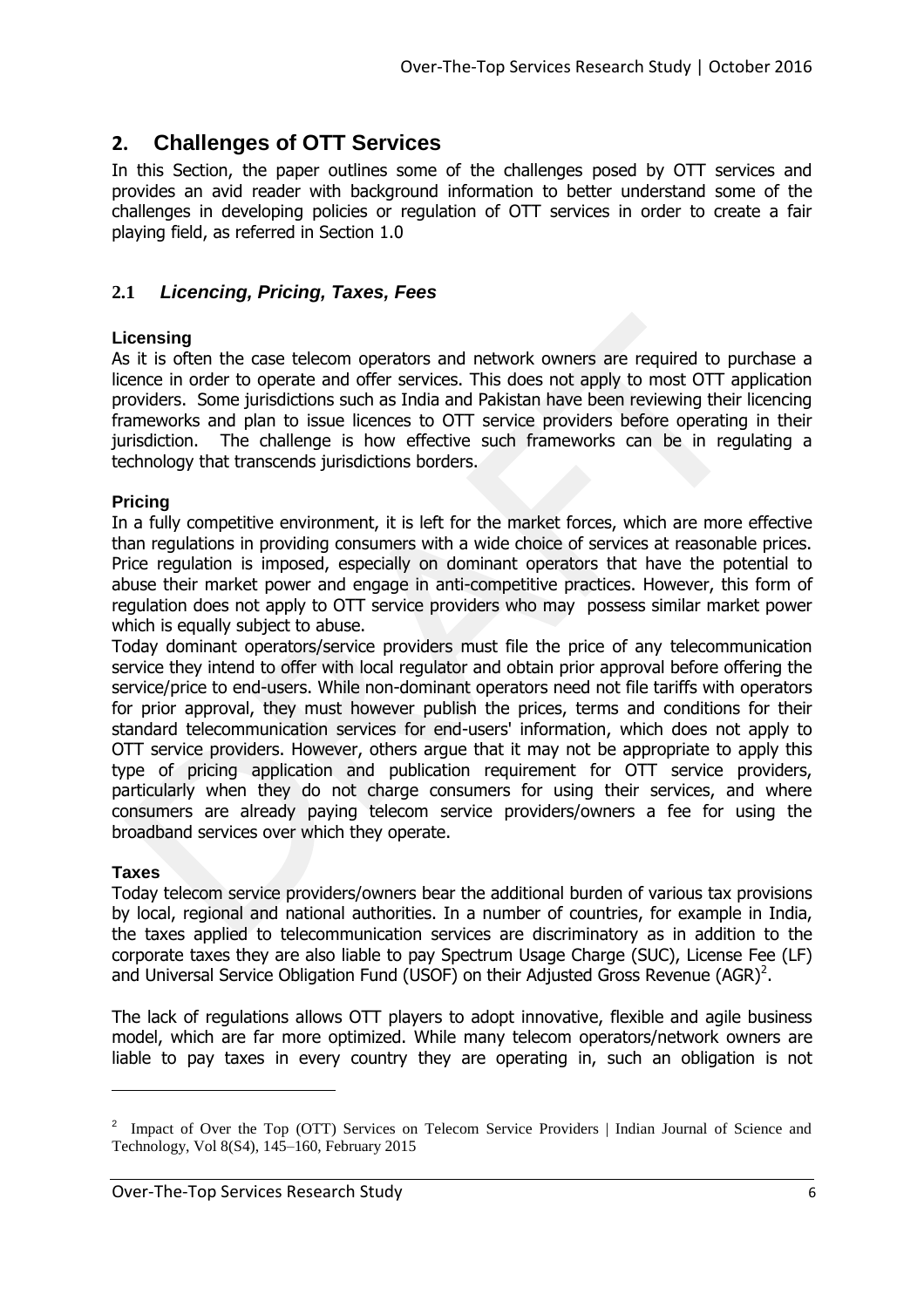## 2. Challenges of OTT Services

In this Section, the paper outlines some of the challenges posed by OTT services and provides an avid reader with background information to better understand some of the challenges in developing policies or regulation of OTT services in order to create a fair playing field, as referred in Section 1.0

### 2.1 *Licencing, Pricing, Taxes, Fees*

**Licensing**

As it is often the case telecom operators and network owners are required to purchase a licence in order to operate and offer services. This does not apply to most OTT application providers. Some jurisdictions such as India and Pakistan have been reviewing their licencing frameworks and plan to issue licences to OTT service providers before operating in their jurisdiction. The challenge is how effective such frameworks can be in regulating a technology that transcends jurisdictions borders.

**Pricing**

In a fully competitive environment, it is left for the market forces, which are more effective than regulations in providing consumers with a wide choice of services at reasonable prices. Price regulation is imposed, especially on dominant operators that have the potential to abuse their market power and engage in anti-competitive practices. However, this form of regulation does not apply to OTT service providers who may possess similar market power which is equally subject to abuse.

Today dominant operators/service providers must file the price of any telecommunication service they intend to offer with local regulator and obtain prior approval before offering the service/price to end-users. While non-dominant operators need not file tariffs with operators for prior approval, they must however publish the prices, terms and conditions for their standard telecommunication services for end-users' information, which does not apply to OTT service providers. However, others argue that it may not be appropriate to apply this type of pricing application and publication requirement for OTT service providers, particularly when they do not charge consumers for using their services, and where consumers are already paying telecom service providers/owners a fee for using the broadband services over which they operate.

**Taxes**

Today telecom service providers/owners bear the additional burden of various tax provisions by local, regional and national authorities. In a number of countries, for example in India, the taxes applied to telecommunication services are discriminatory as in addition to the corporate taxes they are also liable to pay Spectrum Usage Charge (SUC), License Fee (LF) and Universal Service Obligation Fund (USOF) on their Adjusted Gross Revenue (AGR)[2].

The lack of regulations allows OTT players to adopt innovative, flexible and agile business model, which are far more optimized. While many telecom operators/network owners are liable to pay taxes in every country they are operating in, such an obligation is not

[2] Impact of Over the Top (OTT) Services on Telecom Service Providers | Indian Journal of Science and Technology, Vol 8(S4), 145–160, February 2015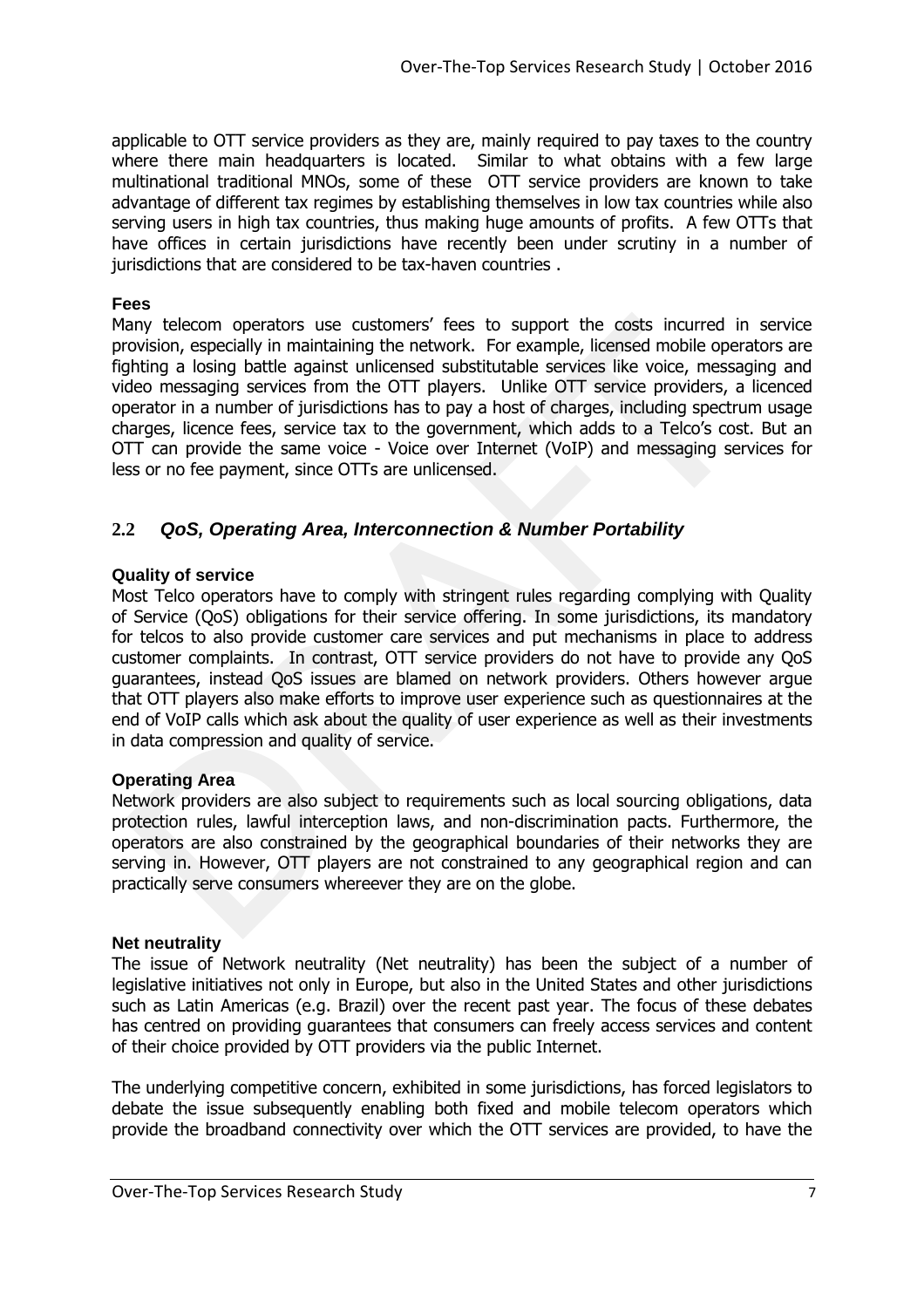applicable to OTT service providers as they are, mainly required to pay taxes to the country where there main headquarters is located. Similar to what obtains with a few large multinational traditional MNOs, some of these OTT service providers are known to take advantage of different tax regimes by establishing themselves in low tax countries while also serving users in high tax countries, thus making huge amounts of profits. A few OTTs that have offices in certain jurisdictions have recently been under scrutiny in a number of jurisdictions that are considered to be tax-haven countries .

**Fees**

Many telecom operators use customers' fees to support the costs incurred in service provision, especially in maintaining the network. For example, licensed mobile operators are fighting a losing battle against unlicensed substitutable services like voice, messaging and video messaging services from the OTT players. Unlike OTT service providers, a licenced operator in a number of jurisdictions has to pay a host of charges, including spectrum usage charges, licence fees, service tax to the government, which adds to a Telco's cost. But an OTT can provide the same voice - Voice over Internet (VoIP) and messaging services for less or no fee payment, since OTTs are unlicensed.

## 2.2 *QoS, Operating Area, Interconnection & Number Portability*

**Quality of service**

Most Telco operators have to comply with stringent rules regarding complying with Quality of Service (QoS) obligations for their service offering. In some jurisdictions, its mandatory for telcos to also provide customer care services and put mechanisms in place to address customer complaints. In contrast, OTT service providers do not have to provide any QoS guarantees, instead QoS issues are blamed on network providers. Others however argue that OTT players also make efforts to improve user experience such as questionnaires at the end of VoIP calls which ask about the quality of user experience as well as their investments in data compression and quality of service.

**Operating Area**

Network providers are also subject to requirements such as local sourcing obligations, data protection rules, lawful interception laws, and non-discrimination pacts. Furthermore, the operators are also constrained by the geographical boundaries of their networks they are serving in. However, OTT players are not constrained to any geographical region and can practically serve consumers whereever they are on the globe.

**Net neutrality**

The issue of Network neutrality (Net neutrality) has been the subject of a number of legislative initiatives not only in Europe, but also in the United States and other jurisdictions such as Latin Americas (e.g. Brazil) over the recent past year. The focus of these debates has centred on providing guarantees that consumers can freely access services and content of their choice provided by OTT providers via the public Internet.

The underlying competitive concern, exhibited in some jurisdictions, has forced legislators to debate the issue subsequently enabling both fixed and mobile telecom operators which provide the broadband connectivity over which the OTT services are provided, to have the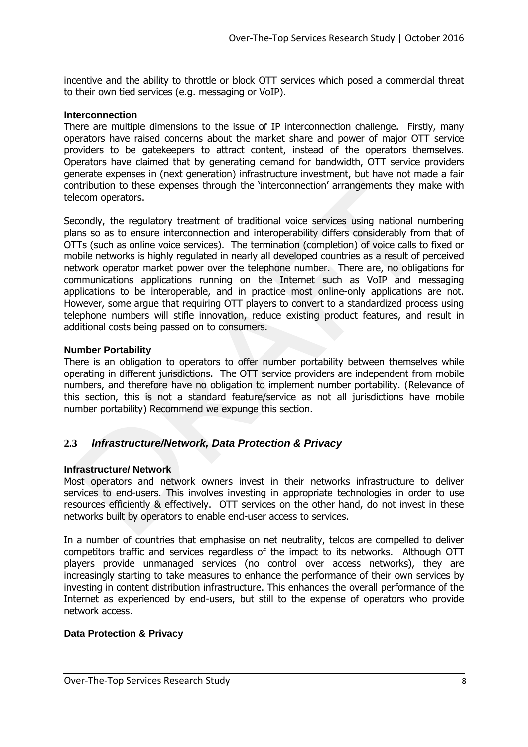incentive and the ability to throttle or block OTT services which posed a commercial threat to their own tied services (e.g. messaging or VoIP).

**Interconnection**

There are multiple dimensions to the issue of IP interconnection challenge. Firstly, many operators have raised concerns about the market share and power of major OTT service providers to be gatekeepers to attract content, instead of the operators themselves. Operators have claimed that by generating demand for bandwidth, OTT service providers generate expenses in (next generation) infrastructure investment, but have not made a fair contribution to these expenses through the 'interconnection' arrangements they make with telecom operators.

Secondly, the regulatory treatment of traditional voice services using national numbering plans so as to ensure interconnection and interoperability differs considerably from that of OTTs (such as online voice services). The termination (completion) of voice calls to fixed or mobile networks is highly regulated in nearly all developed countries as a result of perceived network operator market power over the telephone number. There are, no obligations for communications applications running on the Internet such as VoIP and messaging applications to be interoperable, and in practice most online-only applications are not. However, some argue that requiring OTT players to convert to a standardized process using telephone numbers will stifle innovation, reduce existing product features, and result in additional costs being passed on to consumers.

**Number Portability**

There is an obligation to operators to offer number portability between themselves while operating in different jurisdictions. The OTT service providers are independent from mobile numbers, and therefore have no obligation to implement number portability. (Relevance of this section, this is not a standard feature/service as not all jurisdictions have mobile number portability) Recommend we expunge this section.

## 2.3 *Infrastructure/Network, Data Protection & Privacy*

**Infrastructure/ Network**

Most operators and network owners invest in their networks infrastructure to deliver services to end-users. This involves investing in appropriate technologies in order to use resources efficiently & effectively. OTT services on the other hand, do not invest in these networks built by operators to enable end-user access to services.

In a number of countries that emphasise on net neutrality, telcos are compelled to deliver competitors traffic and services regardless of the impact to its networks. Although OTT players provide unmanaged services (no control over access networks), they are increasingly starting to take measures to enhance the performance of their own services by investing in content distribution infrastructure. This enhances the overall performance of the Internet as experienced by end-users, but still to the expense of operators who provide network access.

**Data Protection & Privacy**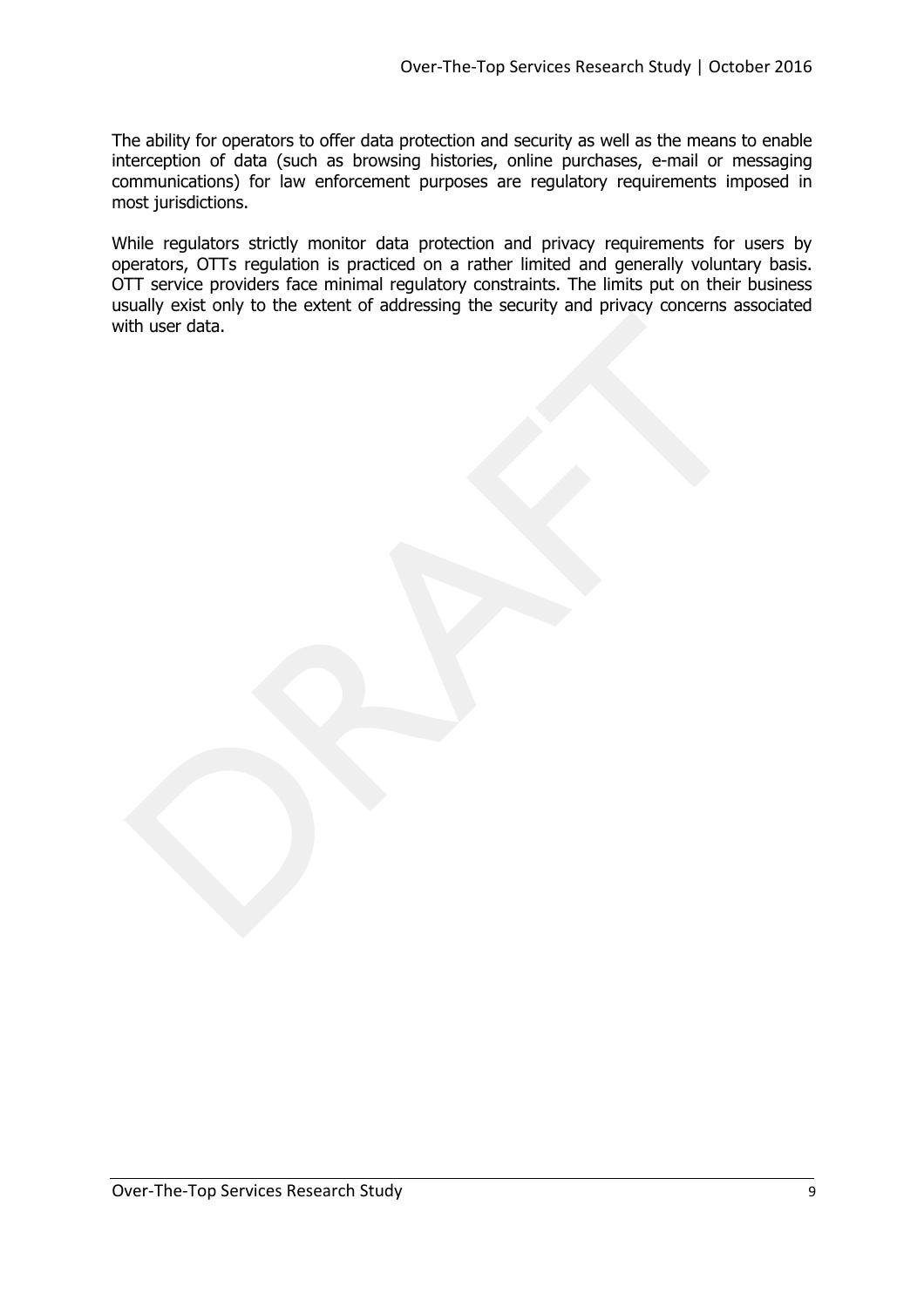The ability for operators to offer data protection and security as well as the means to enable interception of data (such as browsing histories, online purchases, e-mail or messaging communications) for law enforcement purposes are regulatory requirements imposed in most jurisdictions.

While regulators strictly monitor data protection and privacy requirements for users by operators, OTTs regulation is practiced on a rather limited and generally voluntary basis. OTT service providers face minimal regulatory constraints. The limits put on their business usually exist only to the extent of addressing the security and privacy concerns associated with user data.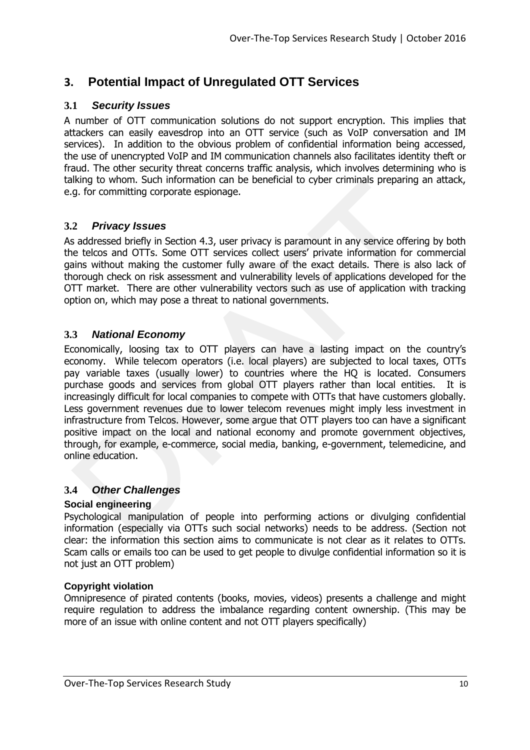## 3. Potential Impact of Unregulated OTT Services

### 3.1 *Security Issues*

A number of OTT communication solutions do not support encryption. This implies that attackers can easily eavesdrop into an OTT service (such as VoIP conversation and IM services). In addition to the obvious problem of confidential information being accessed, the use of unencrypted VoIP and IM communication channels also facilitates identity theft or fraud. The other security threat concerns traffic analysis, which involves determining who is talking to whom. Such information can be beneficial to cyber criminals preparing an attack, e.g. for committing corporate espionage.

### 3.2 *Privacy Issues*

As addressed briefly in Section 4.3, user privacy is paramount in any service offering by both the telcos and OTTs. Some OTT services collect users' private information for commercial gains without making the customer fully aware of the exact details. There is also lack of thorough check on risk assessment and vulnerability levels of applications developed for the OTT market. There are other vulnerability vectors such as use of application with tracking option on, which may pose a threat to national governments.

### 3.3 *National Economy*

Economically, loosing tax to OTT players can have a lasting impact on the country's economy. While telecom operators (i.e. local players) are subjected to local taxes, OTTs pay variable taxes (usually lower) to countries where the HQ is located. Consumers purchase goods and services from global OTT players rather than local entities. It is increasingly difficult for local companies to compete with OTTs that have customers globally. Less government revenues due to lower telecom revenues might imply less investment in infrastructure from Telcos. However, some argue that OTT players too can have a significant positive impact on the local and national economy and promote government objectives, through, for example, e-commerce, social media, banking, e-government, telemedicine, and online education.

### 3.4 *Other Challenges*

**Social engineering**

Psychological manipulation of people into performing actions or divulging confidential information (especially via OTTs such social networks) needs to be address. (Section not clear: the information this section aims to communicate is not clear as it relates to OTTs. Scam calls or emails too can be used to get people to divulge confidential information so it is not just an OTT problem)

**Copyright violation**

Omnipresence of pirated contents (books, movies, videos) presents a challenge and might require regulation to address the imbalance regarding content ownership. (This may be more of an issue with online content and not OTT players specifically)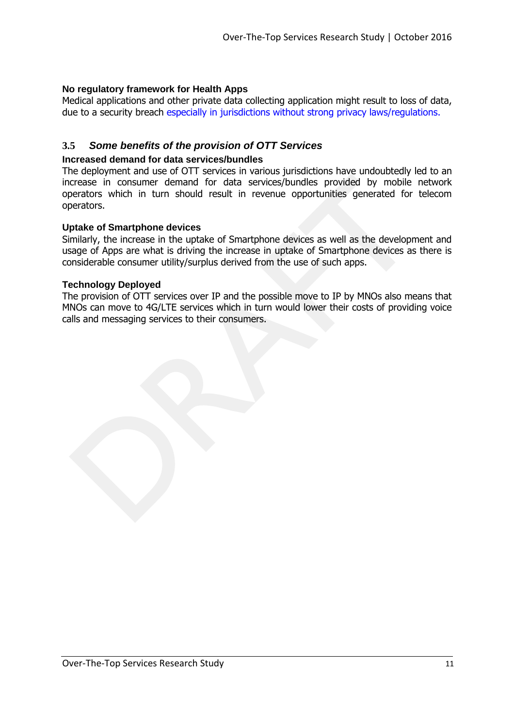**No regulatory framework for Health Apps**

Medical applications and other private data collecting application might result to loss of data, due to a security breach especially in jurisdictions without strong privacy laws/regulations.

## 3.5 *Some benefits of the provision of OTT Services*

**Increased demand for data services/bundles**

The deployment and use of OTT services in various jurisdictions have undoubtedly led to an increase in consumer demand for data services/bundles provided by mobile network operators which in turn should result in revenue opportunities generated for telecom operators.

**Uptake of Smartphone devices**

Similarly, the increase in the uptake of Smartphone devices as well as the development and usage of Apps are what is driving the increase in uptake of Smartphone devices as there is considerable consumer utility/surplus derived from the use of such apps.

**Technology Deployed**

The provision of OTT services over IP and the possible move to IP by MNOs also means that MNOs can move to 4G/LTE services which in turn would lower their costs of providing voice calls and messaging services to their consumers.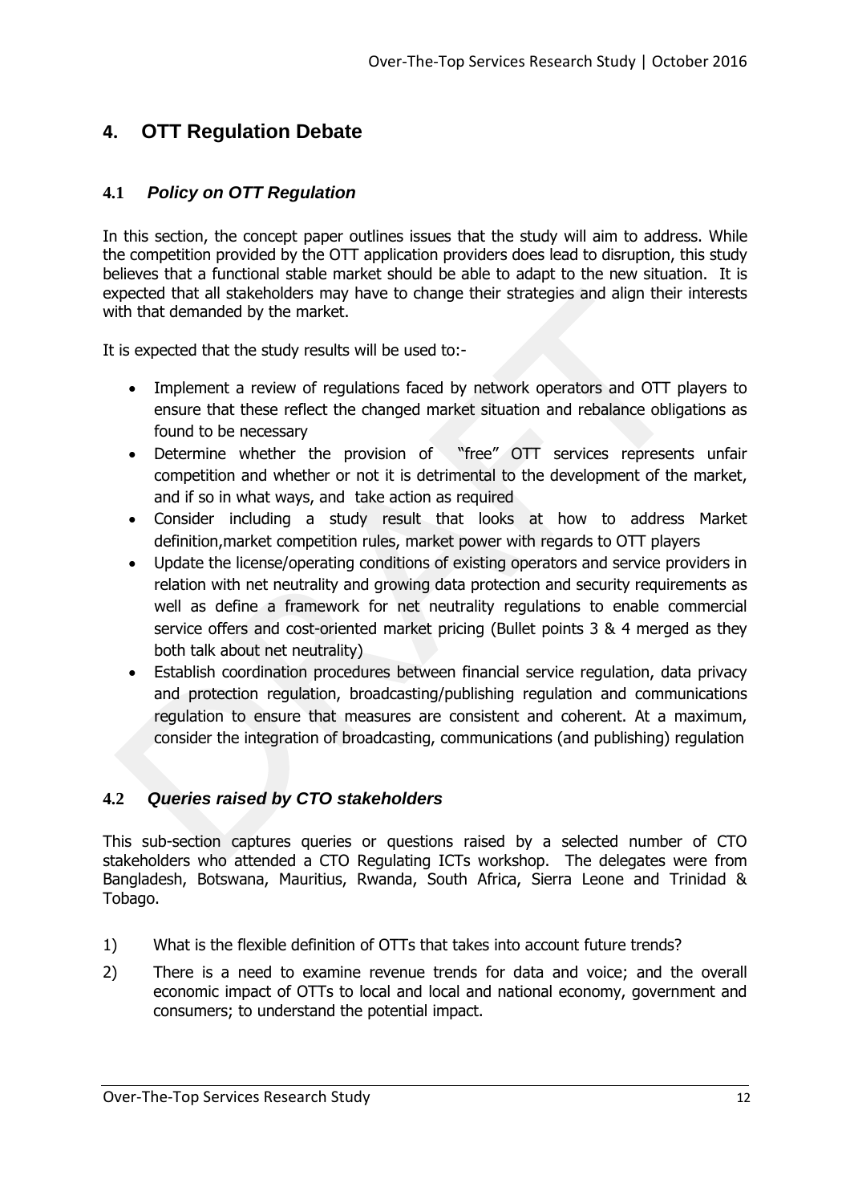## 4. OTT Regulation Debate

### 4.1 *Policy on OTT Regulation*

In this section, the concept paper outlines issues that the study will aim to address. While the competition provided by the OTT application providers does lead to disruption, this study believes that a functional stable market should be able to adapt to the new situation. It is expected that all stakeholders may have to change their strategies and align their interests with that demanded by the market.

It is expected that the study results will be used to:-

- Implement a review of regulations faced by network operators and OTT players to ensure that these reflect the changed market situation and rebalance obligations as found to be necessary
- Determine whether the provision of "free" OTT services represents unfair competition and whether or not it is detrimental to the development of the market, and if so in what ways, and take action as required
- Consider including a study result that looks at how to address Market definition,market competition rules, market power with regards to OTT players
- Update the license/operating conditions of existing operators and service providers in relation with net neutrality and growing data protection and security requirements as well as define a framework for net neutrality regulations to enable commercial service offers and cost-oriented market pricing (Bullet points 3 & 4 merged as they both talk about net neutrality)
- Establish coordination procedures between financial service regulation, data privacy and protection regulation, broadcasting/publishing regulation and communications regulation to ensure that measures are consistent and coherent. At a maximum, consider the integration of broadcasting, communications (and publishing) regulation

### 4.2 *Queries raised by CTO stakeholders*

This sub-section captures queries or questions raised by a selected number of CTO stakeholders who attended a CTO Regulating ICTs workshop. The delegates were from Bangladesh, Botswana, Mauritius, Rwanda, South Africa, Sierra Leone and Trinidad & Tobago.

1) What is the flexible definition of OTTs that takes into account future trends?
2) There is a need to examine revenue trends for data and voice; and the overall economic impact of OTTs to local and local and national economy, government and consumers; to understand the potential impact.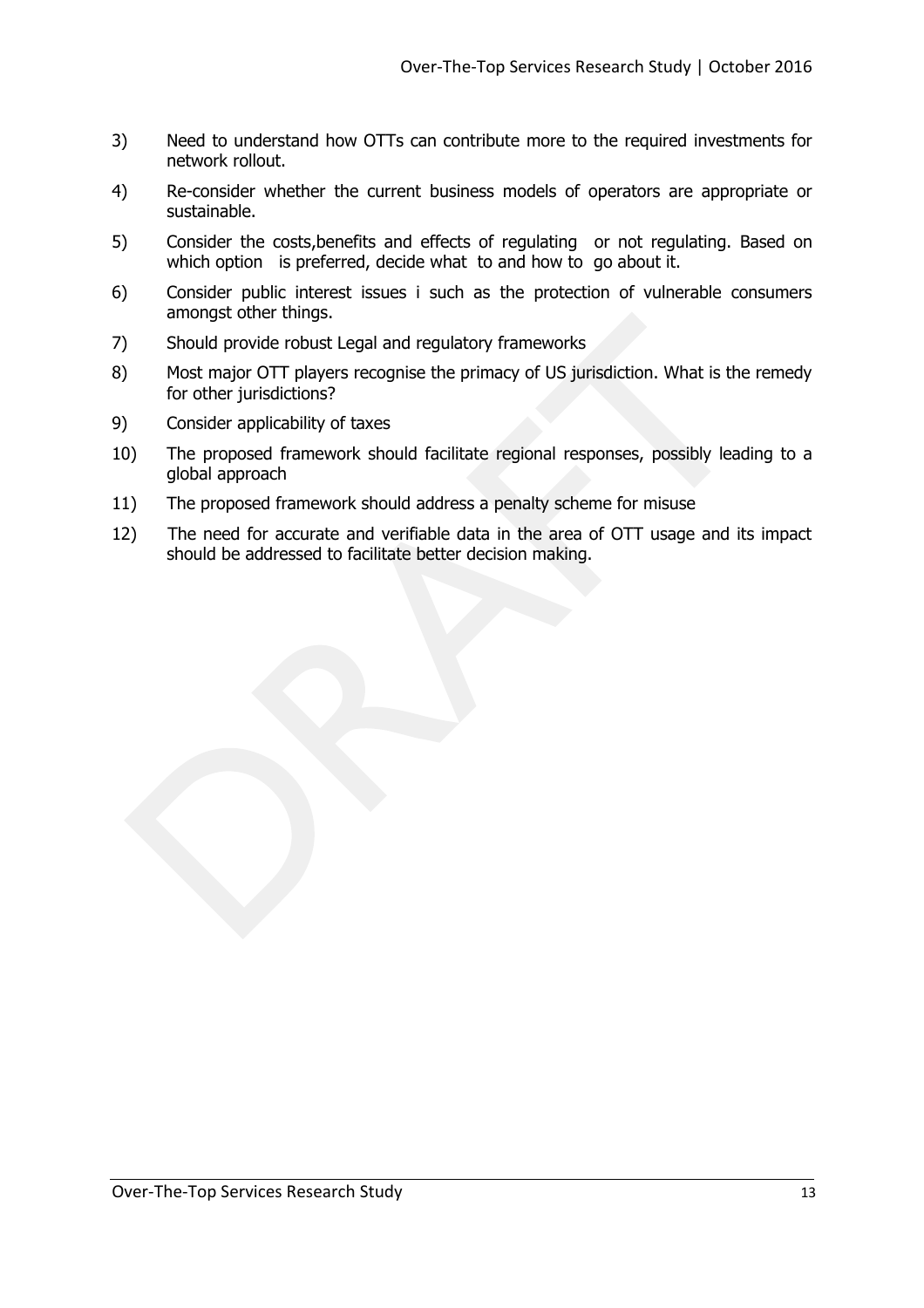3) Need to understand how OTTs can contribute more to the required investments for network rollout.

4) Re-consider whether the current business models of operators are appropriate or sustainable.

5) Consider the costs,benefits and effects of regulating or not regulating. Based on which option is preferred, decide what to and how to go about it.

6) Consider public interest issues i such as the protection of vulnerable consumers amongst other things.

7) Should provide robust Legal and regulatory frameworks

8) Most major OTT players recognise the primacy of US jurisdiction. What is the remedy for other jurisdictions?

9) Consider applicability of taxes

10) The proposed framework should facilitate regional responses, possibly leading to a global approach

11) The proposed framework should address a penalty scheme for misuse

12) The need for accurate and verifiable data in the area of OTT usage and its impact should be addressed to facilitate better decision making.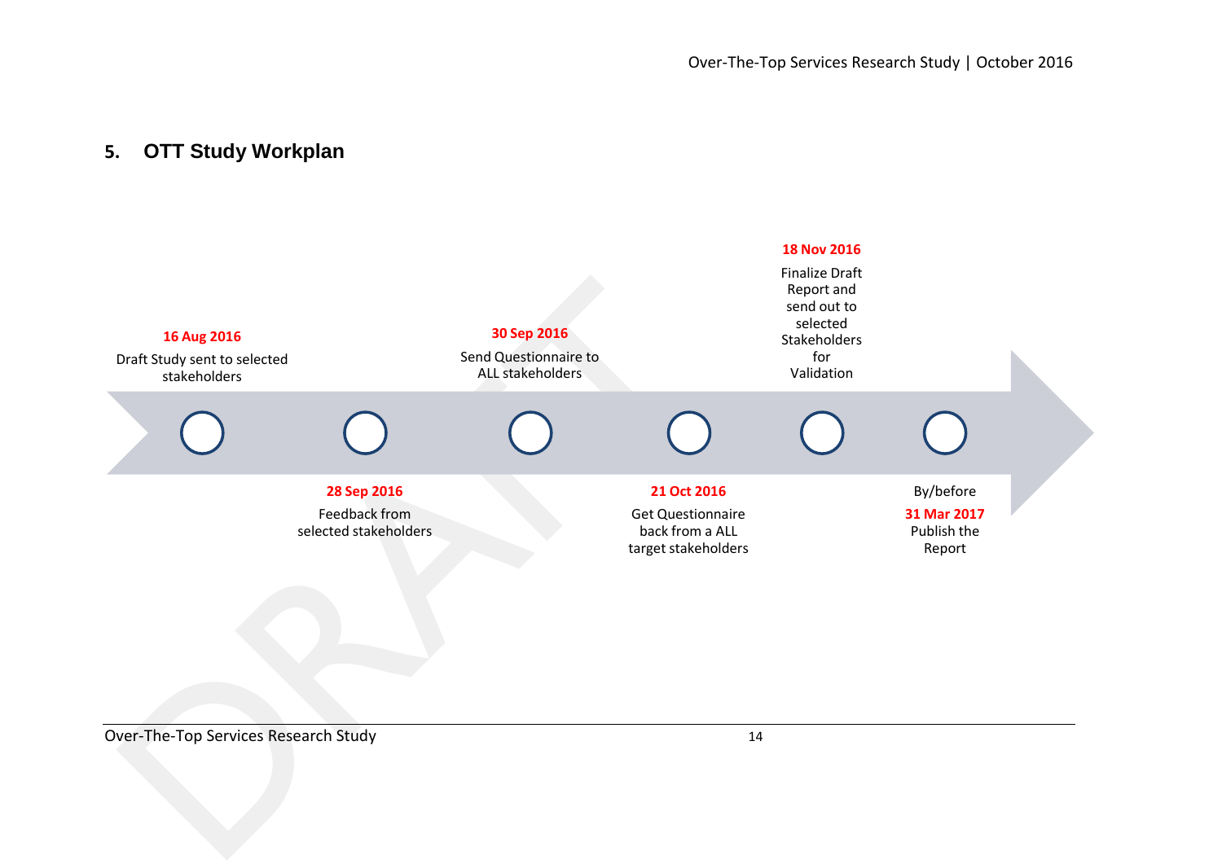## 5. OTT Study Workplan

**16 Aug 2016**
Draft Study sent to selected stakeholders

**28 Sep 2016**
Feedback from selected stakeholders

**30 Sep 2016**
Send Questionnaire to ALL stakeholders

**21 Oct 2016**
Get Questionnaire back from a ALL target stakeholders

**18 Nov 2016**
Finalize Draft Report and send out to selected Stakeholders for Validation

By/before
**31 Mar 2017**
Publish the Report